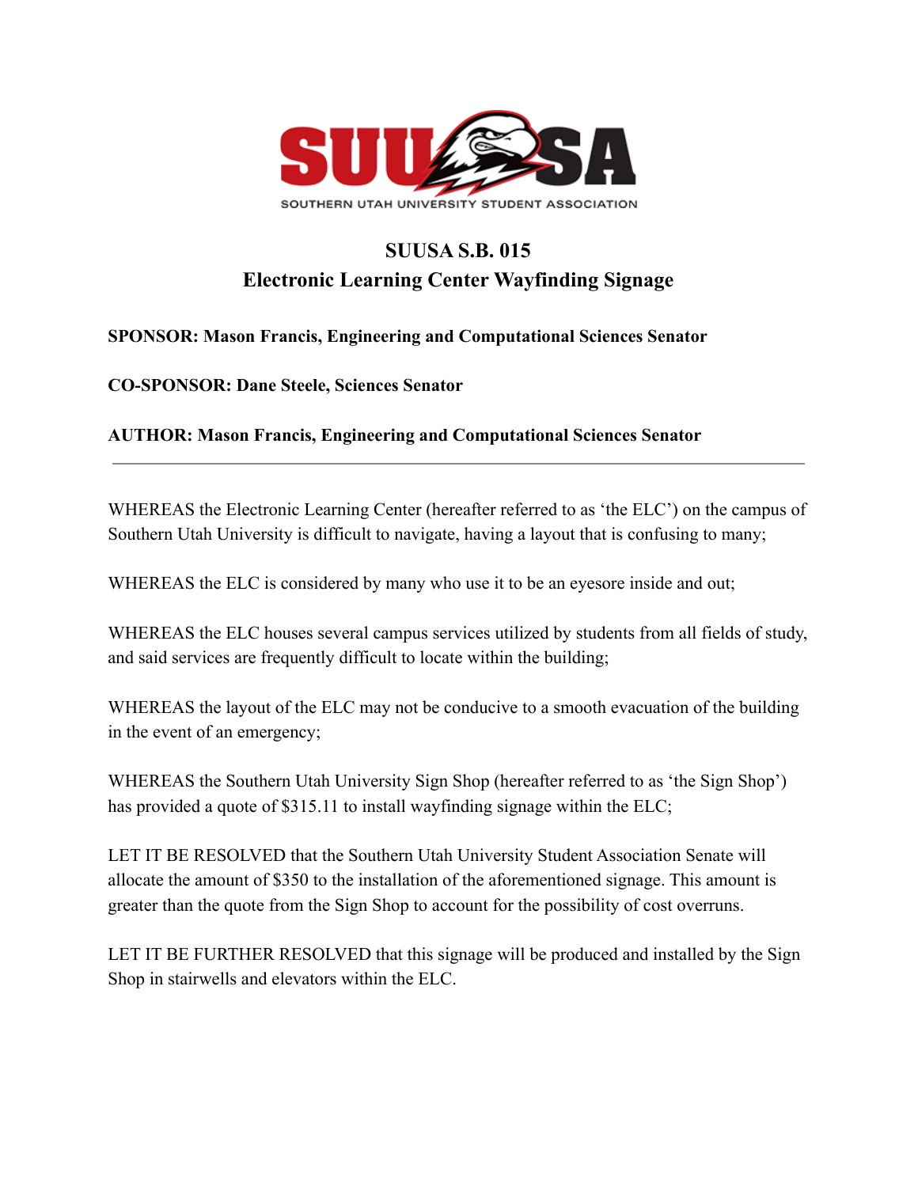SOUTHERN UTAH UNIVERSITY STUDENT ASSOCIATION

# SUUSA S.B. 015
## Electronic Learning Center Wayfinding Signage

**SPONSOR: Mason Francis, Engineering and Computational Sciences Senator**

**CO-SPONSOR: Dane Steele, Sciences Senator**

**AUTHOR: Mason Francis, Engineering and Computational Sciences Senator**

---

WHEREAS the Electronic Learning Center (hereafter referred to as 'the ELC') on the campus of Southern Utah University is difficult to navigate, having a layout that is confusing to many;

WHEREAS the ELC is considered by many who use it to be an eyesore inside and out;

WHEREAS the ELC houses several campus services utilized by students from all fields of study, and said services are frequently difficult to locate within the building;

WHEREAS the layout of the ELC may not be conducive to a smooth evacuation of the building in the event of an emergency;

WHEREAS the Southern Utah University Sign Shop (hereafter referred to as 'the Sign Shop') has provided a quote of $315.11 to install wayfinding signage within the ELC;

LET IT BE RESOLVED that the Southern Utah University Student Association Senate will allocate the amount of $350 to the installation of the aforementioned signage. This amount is greater than the quote from the Sign Shop to account for the possibility of cost overruns.

LET IT BE FURTHER RESOLVED that this signage will be produced and installed by the Sign Shop in stairwells and elevators within the ELC.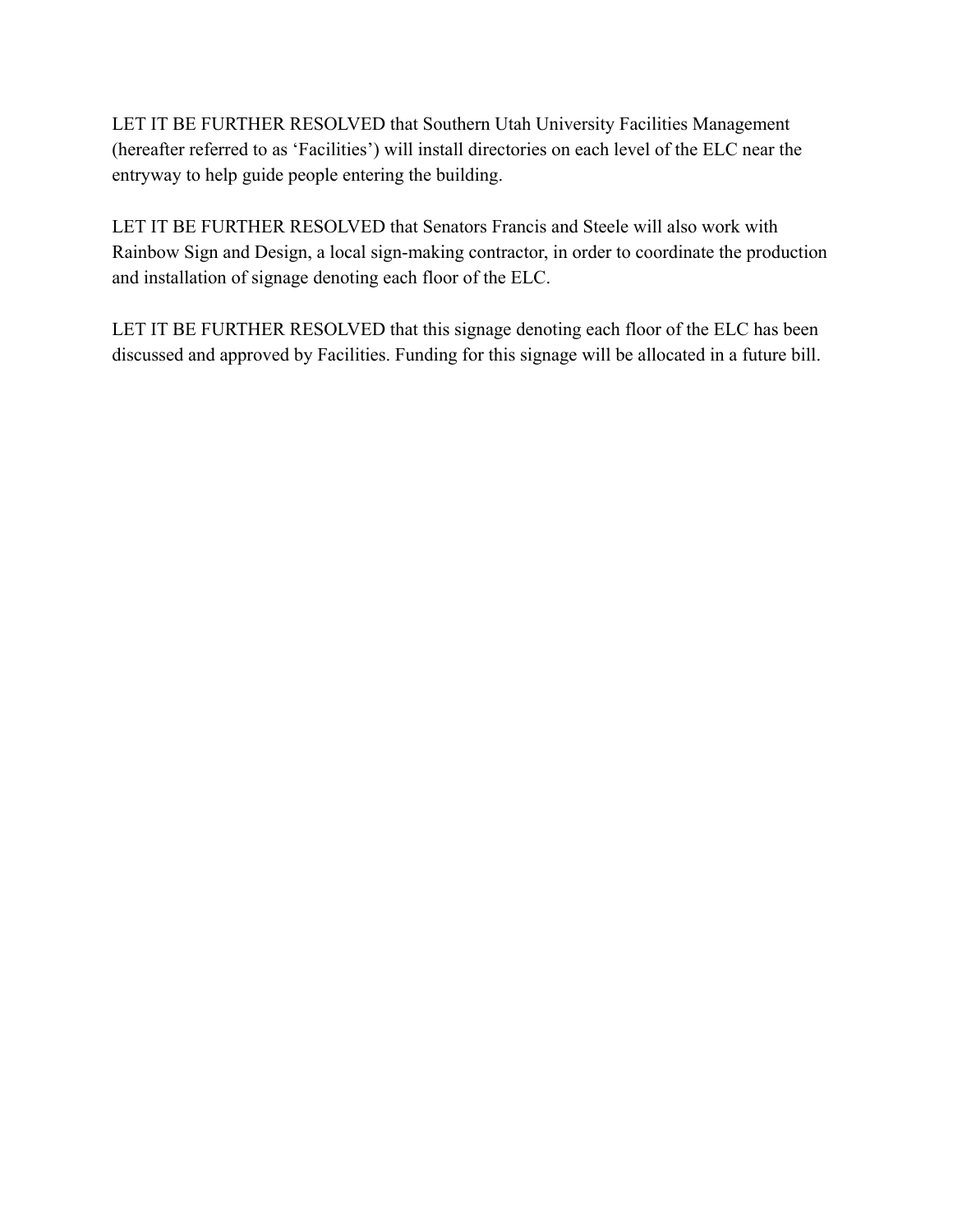LET IT BE FURTHER RESOLVED that Southern Utah University Facilities Management (hereafter referred to as 'Facilities') will install directories on each level of the ELC near the entryway to help guide people entering the building.

LET IT BE FURTHER RESOLVED that Senators Francis and Steele will also work with Rainbow Sign and Design, a local sign-making contractor, in order to coordinate the production and installation of signage denoting each floor of the ELC.

LET IT BE FURTHER RESOLVED that this signage denoting each floor of the ELC has been discussed and approved by Facilities. Funding for this signage will be allocated in a future bill.